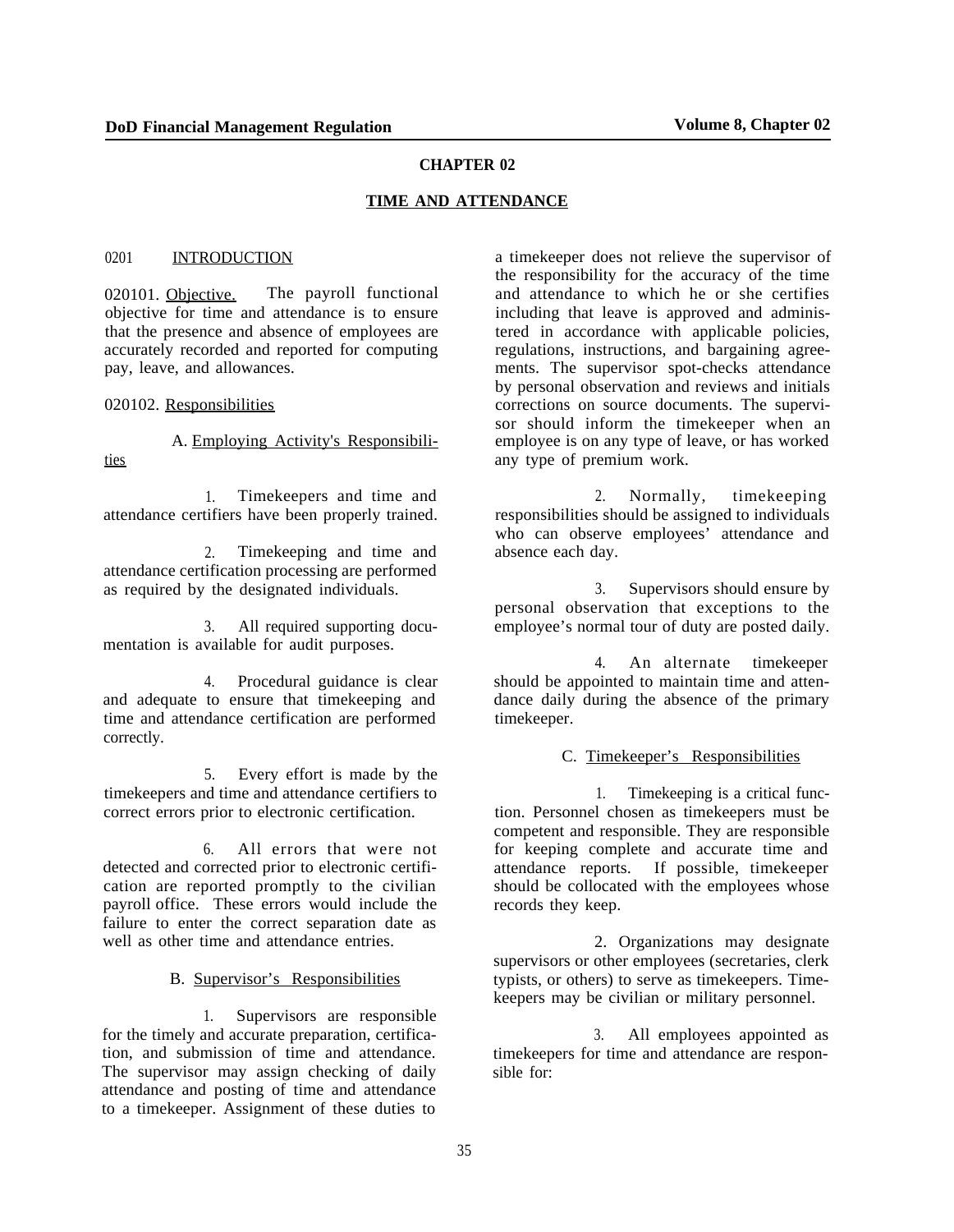# CHAPTER 02

## TIME AND ATTENDANCE

### 0201 INTRODUCTION

020101. Objective. The payroll functional objective for time and attendance is to ensure that the presence and absence of employees are accurately recorded and reported for computing pay, leave, and allowances.

020102. Responsibilities

A. Employing Activity's Responsibilities

1. Timekeepers and time and attendance certifiers have been properly trained.

2. Timekeeping and time and attendance certification processing are performed as required by the designated individuals.

3. All required supporting documentation is available for audit purposes.

4. Procedural guidance is clear and adequate to ensure that timekeeping and time and attendance certification are performed correctly.

5. Every effort is made by the timekeepers and time and attendance certifiers to correct errors prior to electronic certification.

6. All errors that were not detected and corrected prior to electronic certification are reported promptly to the civilian payroll office. These errors would include the failure to enter the correct separation date as well as other time and attendance entries.

B. Supervisor's Responsibilities

1. Supervisors are responsible for the timely and accurate preparation, certification, and submission of time and attendance. The supervisor may assign checking of daily attendance and posting of time and attendance to a timekeeper. Assignment of these duties to a timekeeper does not relieve the supervisor of the responsibility for the accuracy of the time and attendance to which he or she certifies including that leave is approved and administered in accordance with applicable policies, regulations, instructions, and bargaining agreements. The supervisor spot-checks attendance by personal observation and reviews and initials corrections on source documents. The supervisor should inform the timekeeper when an employee is on any type of leave, or has worked any type of premium work.

2. Normally, timekeeping responsibilities should be assigned to individuals who can observe employees' attendance and absence each day.

3. Supervisors should ensure by personal observation that exceptions to the employee's normal tour of duty are posted daily.

4. An alternate timekeeper should be appointed to maintain time and attendance daily during the absence of the primary timekeeper.

C. Timekeeper's Responsibilities

1. Timekeeping is a critical function. Personnel chosen as timekeepers must be competent and responsible. They are responsible for keeping complete and accurate time and attendance reports. If possible, timekeeper should be collocated with the employees whose records they keep.

2. Organizations may designate supervisors or other employees (secretaries, clerk typists, or others) to serve as timekeepers. Timekeepers may be civilian or military personnel.

3. All employees appointed as timekeepers for time and attendance are responsible for: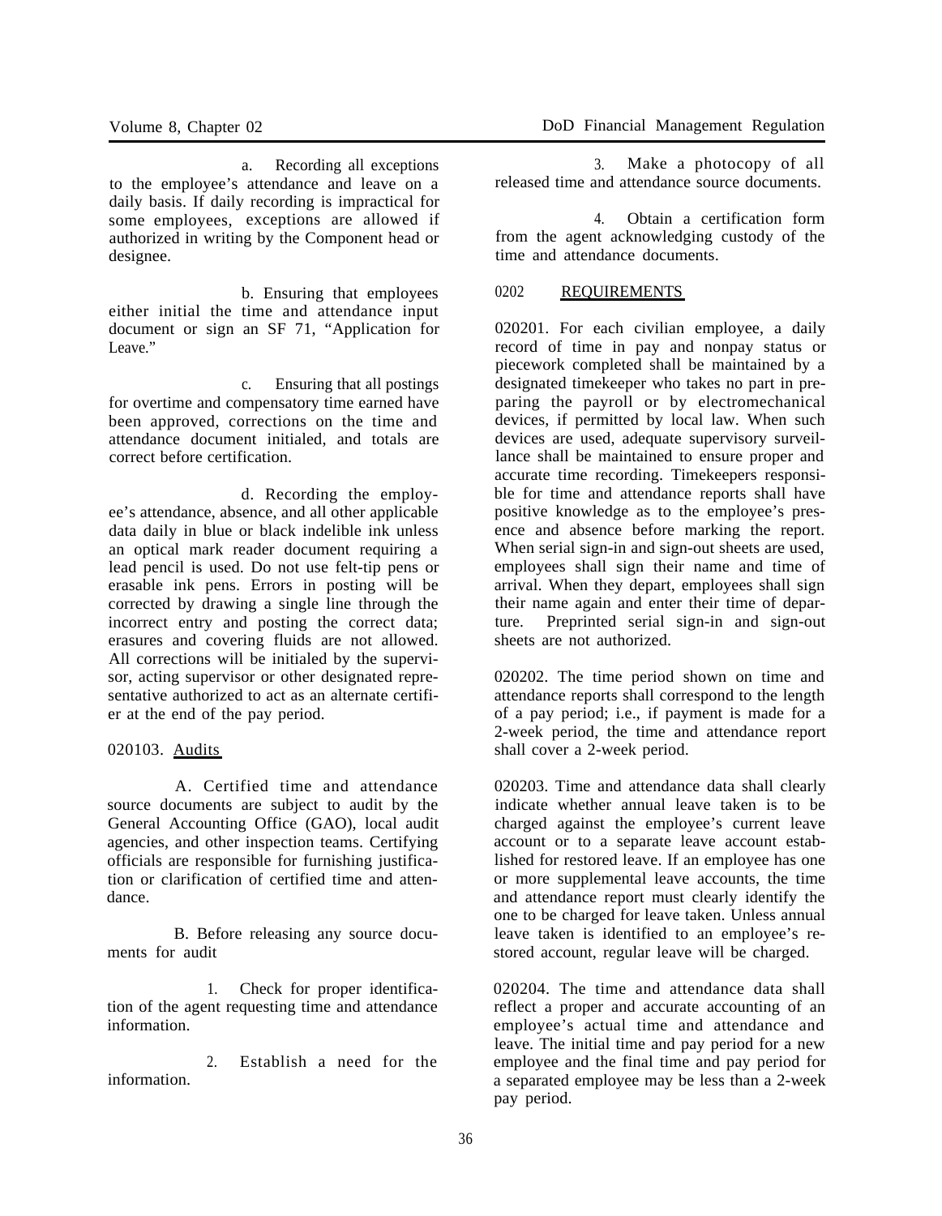a. Recording all exceptions to the employee's attendance and leave on a daily basis. If daily recording is impractical for some employees, exceptions are allowed if authorized in writing by the Component head or designee.

b. Ensuring that employees either initial the time and attendance input document or sign an SF 71, "Application for Leave."

c. Ensuring that all postings for overtime and compensatory time earned have been approved, corrections on the time and attendance document initialed, and totals are correct before certification.

d. Recording the employee's attendance, absence, and all other applicable data daily in blue or black indelible ink unless an optical mark reader document requiring a lead pencil is used. Do not use felt-tip pens or erasable ink pens. Errors in posting will be corrected by drawing a single line through the incorrect entry and posting the correct data; erasures and covering fluids are not allowed. All corrections will be initialed by the supervisor, acting supervisor or other designated representative authorized to act as an alternate certifier at the end of the pay period.

020103. Audits

A. Certified time and attendance source documents are subject to audit by the General Accounting Office (GAO), local audit agencies, and other inspection teams. Certifying officials are responsible for furnishing justification or clarification of certified time and attendance.

B. Before releasing any source documents for audit

1. Check for proper identification of the agent requesting time and attendance information.

2. Establish a need for the information.

3. Make a photocopy of all released time and attendance source documents.

4. Obtain a certification form from the agent acknowledging custody of the time and attendance documents.

## 0202 REQUIREMENTS

020201. For each civilian employee, a daily record of time in pay and nonpay status or piecework completed shall be maintained by a designated timekeeper who takes no part in preparing the payroll or by electromechanical devices, if permitted by local law. When such devices are used, adequate supervisory surveillance shall be maintained to ensure proper and accurate time recording. Timekeepers responsible for time and attendance reports shall have positive knowledge as to the employee's presence and absence before marking the report. When serial sign-in and sign-out sheets are used, employees shall sign their name and time of arrival. When they depart, employees shall sign their name again and enter their time of departure. Preprinted serial sign-in and sign-out sheets are not authorized.

020202. The time period shown on time and attendance reports shall correspond to the length of a pay period; i.e., if payment is made for a 2-week period, the time and attendance report shall cover a 2-week period.

020203. Time and attendance data shall clearly indicate whether annual leave taken is to be charged against the employee's current leave account or to a separate leave account established for restored leave. If an employee has one or more supplemental leave accounts, the time and attendance report must clearly identify the one to be charged for leave taken. Unless annual leave taken is identified to an employee's restored account, regular leave will be charged.

020204. The time and attendance data shall reflect a proper and accurate accounting of an employee's actual time and attendance and leave. The initial time and pay period for a new employee and the final time and pay period for a separated employee may be less than a 2-week pay period.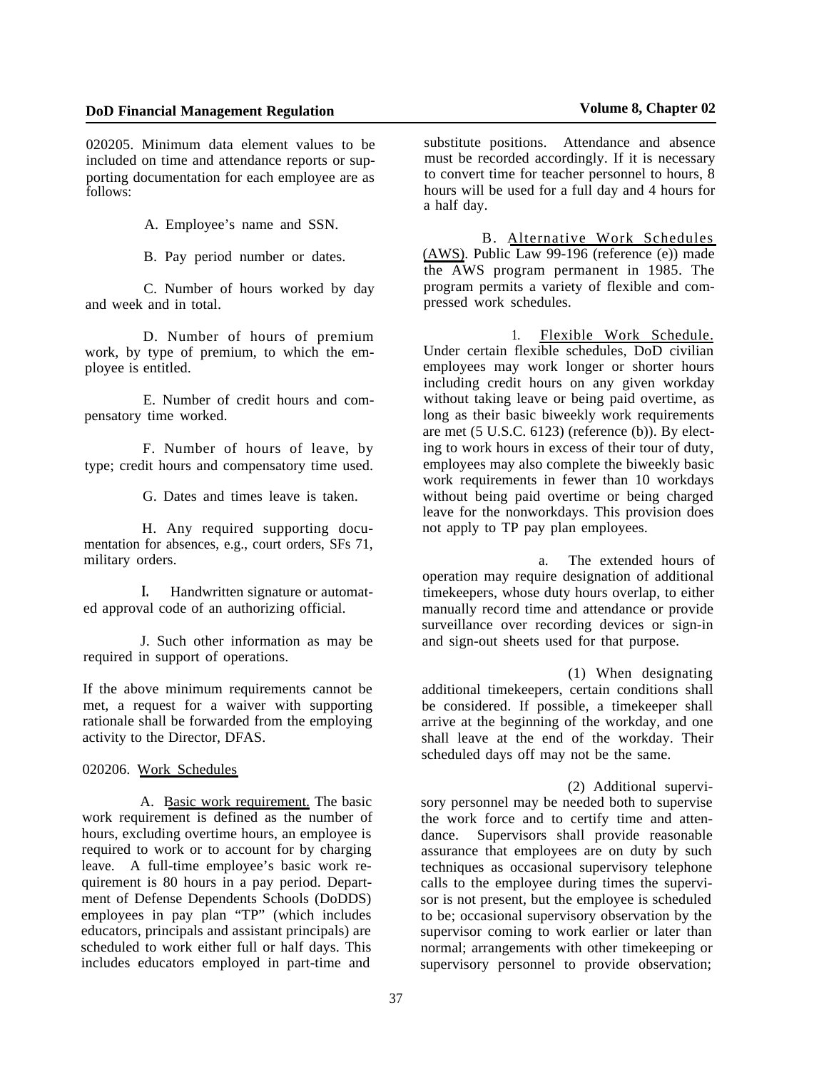020205. Minimum data element values to be included on time and attendance reports or supporting documentation for each employee are as follows:

A. Employee's name and SSN.

B. Pay period number or dates.

C. Number of hours worked by day and week and in total.

D. Number of hours of premium work, by type of premium, to which the employee is entitled.

E. Number of credit hours and compensatory time worked.

F. Number of hours of leave, by type; credit hours and compensatory time used.

G. Dates and times leave is taken.

H. Any required supporting documentation for absences, e.g., court orders, SFs 71, military orders.

I. Handwritten signature or automated approval code of an authorizing official.

J. Such other information as may be required in support of operations.

If the above minimum requirements cannot be met, a request for a waiver with supporting rationale shall be forwarded from the employing activity to the Director, DFAS.

020206. Work Schedules

A. Basic work requirement. The basic work requirement is defined as the number of hours, excluding overtime hours, an employee is required to work or to account for by charging leave. A full-time employee's basic work requirement is 80 hours in a pay period. Department of Defense Dependents Schools (DoDDS) employees in pay plan "TP" (which includes educators, principals and assistant principals) are scheduled to work either full or half days. This includes educators employed in part-time and substitute positions. Attendance and absence must be recorded accordingly. If it is necessary to convert time for teacher personnel to hours, 8 hours will be used for a full day and 4 hours for a half day.

B. Alternative Work Schedules (AWS). Public Law 99-196 (reference (e)) made the AWS program permanent in 1985. The program permits a variety of flexible and compressed work schedules.

1. Flexible Work Schedule. Under certain flexible schedules, DoD civilian employees may work longer or shorter hours including credit hours on any given workday without taking leave or being paid overtime, as long as their basic biweekly work requirements are met (5 U.S.C. 6123) (reference (b)). By electing to work hours in excess of their tour of duty, employees may also complete the biweekly basic work requirements in fewer than 10 workdays without being paid overtime or being charged leave for the nonworkdays. This provision does not apply to TP pay plan employees.

a. The extended hours of operation may require designation of additional timekeepers, whose duty hours overlap, to either manually record time and attendance or provide surveillance over recording devices or sign-in and sign-out sheets used for that purpose.

(1) When designating additional timekeepers, certain conditions shall be considered. If possible, a timekeeper shall arrive at the beginning of the workday, and one shall leave at the end of the workday. Their scheduled days off may not be the same.

(2) Additional supervisory personnel may be needed both to supervise the work force and to certify time and attendance. Supervisors shall provide reasonable assurance that employees are on duty by such techniques as occasional supervisory telephone calls to the employee during times the supervisor is not present, but the employee is scheduled to be; occasional supervisory observation by the supervisor coming to work earlier or later than normal; arrangements with other timekeeping or supervisory personnel to provide observation;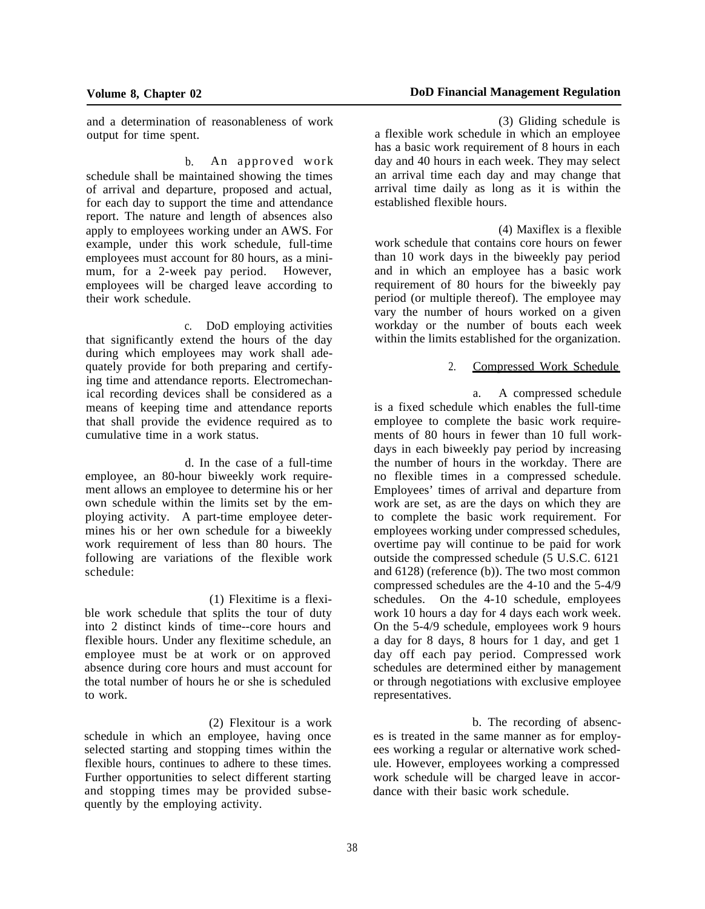and a determination of reasonableness of work output for time spent.

b. An approved work schedule shall be maintained showing the times of arrival and departure, proposed and actual, for each day to support the time and attendance report. The nature and length of absences also apply to employees working under an AWS. For example, under this work schedule, full-time employees must account for 80 hours, as a minimum, for a 2-week pay period. However, employees will be charged leave according to their work schedule.

c. DoD employing activities that significantly extend the hours of the day during which employees may work shall adequately provide for both preparing and certifying time and attendance reports. Electromechanical recording devices shall be considered as a means of keeping time and attendance reports that shall provide the evidence required as to cumulative time in a work status.

d. In the case of a full-time employee, an 80-hour biweekly work requirement allows an employee to determine his or her own schedule within the limits set by the employing activity. A part-time employee determines his or her own schedule for a biweekly work requirement of less than 80 hours. The following are variations of the flexible work schedule:

(1) Flexitime is a flexible work schedule that splits the tour of duty into 2 distinct kinds of time--core hours and flexible hours. Under any flexitime schedule, an employee must be at work or on approved absence during core hours and must account for the total number of hours he or she is scheduled to work.

(2) Flexitour is a work schedule in which an employee, having once selected starting and stopping times within the flexible hours, continues to adhere to these times. Further opportunities to select different starting and stopping times may be provided subsequently by the employing activity.

(3) Gliding schedule is a flexible work schedule in which an employee has a basic work requirement of 8 hours in each day and 40 hours in each week. They may select an arrival time each day and may change that arrival time daily as long as it is within the established flexible hours.

(4) Maxiflex is a flexible work schedule that contains core hours on fewer than 10 work days in the biweekly pay period and in which an employee has a basic work requirement of 80 hours for the biweekly pay period (or multiple thereof). The employee may vary the number of hours worked on a given workday or the number of bouts each week within the limits established for the organization.

2. Compressed Work Schedule

a. A compressed schedule is a fixed schedule which enables the full-time employee to complete the basic work requirements of 80 hours in fewer than 10 full workdays in each biweekly pay period by increasing the number of hours in the workday. There are no flexible times in a compressed schedule. Employees' times of arrival and departure from work are set, as are the days on which they are to complete the basic work requirement. For employees working under compressed schedules, overtime pay will continue to be paid for work outside the compressed schedule (5 U.S.C. 6121 and 6128) (reference (b)). The two most common compressed schedules are the 4-10 and the 5-4/9 schedules. On the 4-10 schedule, employees work 10 hours a day for 4 days each work week. On the 5-4/9 schedule, employees work 9 hours a day for 8 days, 8 hours for 1 day, and get 1 day off each pay period. Compressed work schedules are determined either by management or through negotiations with exclusive employee representatives.

b. The recording of absences is treated in the same manner as for employees working a regular or alternative work schedule. However, employees working a compressed work schedule will be charged leave in accordance with their basic work schedule.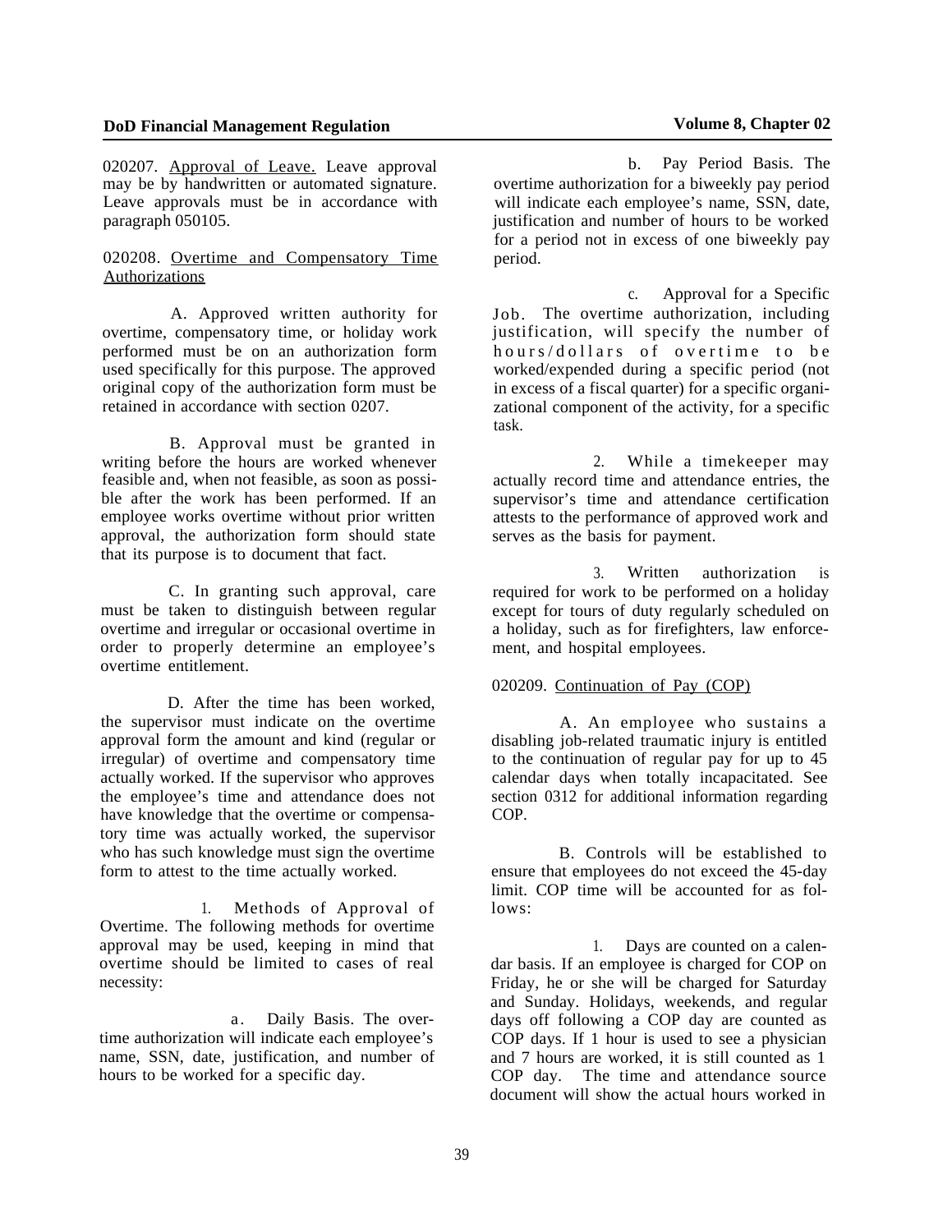020207. Approval of Leave. Leave approval may be by handwritten or automated signature. Leave approvals must be in accordance with paragraph 050105.

020208. Overtime and Compensatory Time Authorizations

A. Approved written authority for overtime, compensatory time, or holiday work performed must be on an authorization form used specifically for this purpose. The approved original copy of the authorization form must be retained in accordance with section 0207.

B. Approval must be granted in writing before the hours are worked whenever feasible and, when not feasible, as soon as possible after the work has been performed. If an employee works overtime without prior written approval, the authorization form should state that its purpose is to document that fact.

C. In granting such approval, care must be taken to distinguish between regular overtime and irregular or occasional overtime in order to properly determine an employee's overtime entitlement.

D. After the time has been worked, the supervisor must indicate on the overtime approval form the amount and kind (regular or irregular) of overtime and compensatory time actually worked. If the supervisor who approves the employee's time and attendance does not have knowledge that the overtime or compensatory time was actually worked, the supervisor who has such knowledge must sign the overtime form to attest to the time actually worked.

1. Methods of Approval of Overtime. The following methods for overtime approval may be used, keeping in mind that overtime should be limited to cases of real necessity:

a. Daily Basis. The overtime authorization will indicate each employee's name, SSN, date, justification, and number of hours to be worked for a specific day.

b. Pay Period Basis. The overtime authorization for a biweekly pay period will indicate each employee's name, SSN, date, justification and number of hours to be worked for a period not in excess of one biweekly pay period.

c. Approval for a Specific Job. The overtime authorization, including justification, will specify the number of hours/dollars of overtime to be worked/expended during a specific period (not in excess of a fiscal quarter) for a specific organizational component of the activity, for a specific task.

2. While a timekeeper may actually record time and attendance entries, the supervisor's time and attendance certification attests to the performance of approved work and serves as the basis for payment.

3. Written authorization is required for work to be performed on a holiday except for tours of duty regularly scheduled on a holiday, such as for firefighters, law enforcement, and hospital employees.

020209. Continuation of Pay (COP)

A. An employee who sustains a disabling job-related traumatic injury is entitled to the continuation of regular pay for up to 45 calendar days when totally incapacitated. See section 0312 for additional information regarding COP.

B. Controls will be established to ensure that employees do not exceed the 45-day limit. COP time will be accounted for as follows:

1. Days are counted on a calendar basis. If an employee is charged for COP on Friday, he or she will be charged for Saturday and Sunday. Holidays, weekends, and regular days off following a COP day are counted as COP days. If 1 hour is used to see a physician and 7 hours are worked, it is still counted as 1 COP day. The time and attendance source document will show the actual hours worked in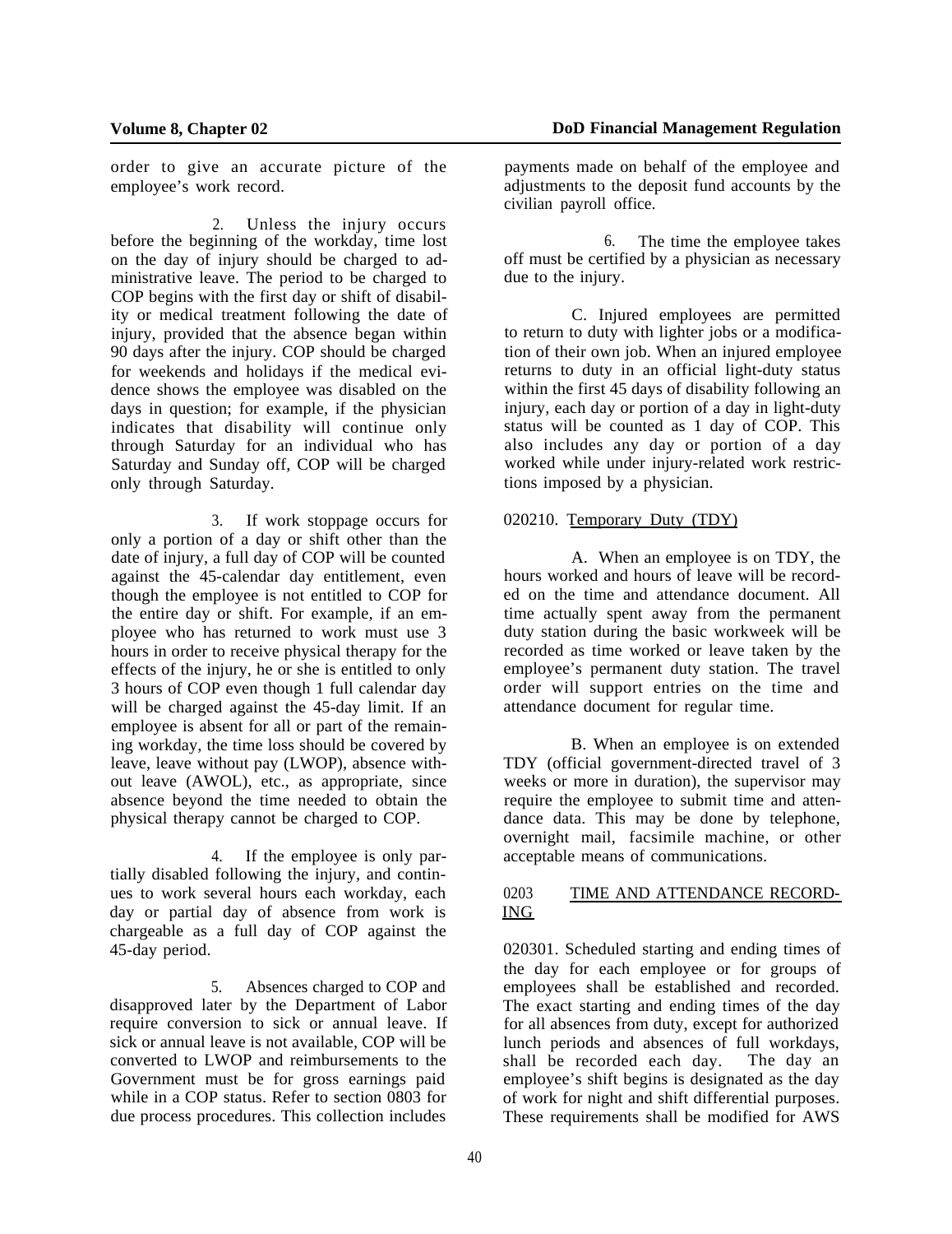order to give an accurate picture of the employee's work record.

2. Unless the injury occurs before the beginning of the workday, time lost on the day of injury should be charged to administrative leave. The period to be charged to COP begins with the first day or shift of disability or medical treatment following the date of injury, provided that the absence began within 90 days after the injury. COP should be charged for weekends and holidays if the medical evidence shows the employee was disabled on the days in question; for example, if the physician indicates that disability will continue only through Saturday for an individual who has Saturday and Sunday off, COP will be charged only through Saturday.

3. If work stoppage occurs for only a portion of a day or shift other than the date of injury, a full day of COP will be counted against the 45-calendar day entitlement, even though the employee is not entitled to COP for the entire day or shift. For example, if an employee who has returned to work must use 3 hours in order to receive physical therapy for the effects of the injury, he or she is entitled to only 3 hours of COP even though 1 full calendar day will be charged against the 45-day limit. If an employee is absent for all or part of the remaining workday, the time loss should be covered by leave, leave without pay (LWOP), absence without leave (AWOL), etc., as appropriate, since absence beyond the time needed to obtain the physical therapy cannot be charged to COP.

4. If the employee is only partially disabled following the injury, and continues to work several hours each workday, each day or partial day of absence from work is chargeable as a full day of COP against the 45-day period.

5. Absences charged to COP and disapproved later by the Department of Labor require conversion to sick or annual leave. If sick or annual leave is not available, COP will be converted to LWOP and reimbursements to the Government must be for gross earnings paid while in a COP status. Refer to section 0803 for due process procedures. This collection includes payments made on behalf of the employee and adjustments to the deposit fund accounts by the civilian payroll office.

6. The time the employee takes off must be certified by a physician as necessary due to the injury.

C. Injured employees are permitted to return to duty with lighter jobs or a modification of their own job. When an injured employee returns to duty in an official light-duty status within the first 45 days of disability following an injury, each day or portion of a day in light-duty status will be counted as 1 day of COP. This also includes any day or portion of a day worked while under injury-related work restrictions imposed by a physician.

020210. Temporary Duty (TDY)

A. When an employee is on TDY, the hours worked and hours of leave will be recorded on the time and attendance document. All time actually spent away from the permanent duty station during the basic workweek will be recorded as time worked or leave taken by the employee's permanent duty station. The travel order will support entries on the time and attendance document for regular time.

B. When an employee is on extended TDY (official government-directed travel of 3 weeks or more in duration), the supervisor may require the employee to submit time and attendance data. This may be done by telephone, overnight mail, facsimile machine, or other acceptable means of communications.

## 0203 TIME AND ATTENDANCE RECORDING

020301. Scheduled starting and ending times of the day for each employee or for groups of employees shall be established and recorded. The exact starting and ending times of the day for all absences from duty, except for authorized lunch periods and absences of full workdays, shall be recorded each day. The day an employee's shift begins is designated as the day of work for night and shift differential purposes. These requirements shall be modified for AWS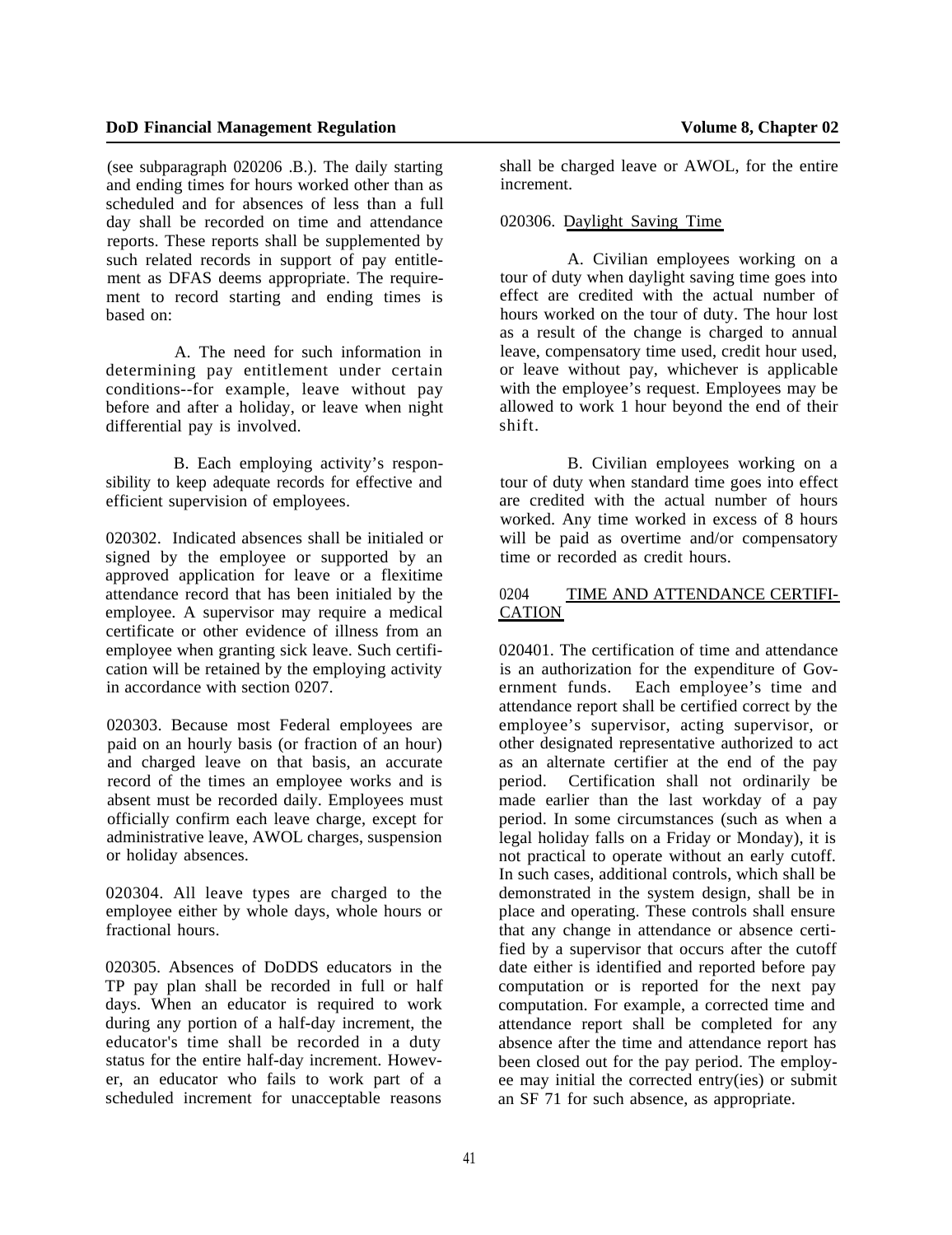(see subparagraph 020206 .B.). The daily starting and ending times for hours worked other than as scheduled and for absences of less than a full day shall be recorded on time and attendance reports. These reports shall be supplemented by such related records in support of pay entitlement as DFAS deems appropriate. The requirement to record starting and ending times is based on:

A. The need for such information in determining pay entitlement under certain conditions--for example, leave without pay before and after a holiday, or leave when night differential pay is involved.

B. Each employing activity's responsibility to keep adequate records for effective and efficient supervision of employees.

020302. Indicated absences shall be initialed or signed by the employee or supported by an approved application for leave or a flexitime attendance record that has been initialed by the employee. A supervisor may require a medical certificate or other evidence of illness from an employee when granting sick leave. Such certification will be retained by the employing activity in accordance with section 0207.

020303. Because most Federal employees are paid on an hourly basis (or fraction of an hour) and charged leave on that basis, an accurate record of the times an employee works and is absent must be recorded daily. Employees must officially confirm each leave charge, except for administrative leave, AWOL charges, suspension or holiday absences.

020304. All leave types are charged to the employee either by whole days, whole hours or fractional hours.

020305. Absences of DoDDS educators in the TP pay plan shall be recorded in full or half days. When an educator is required to work during any portion of a half-day increment, the educator's time shall be recorded in a duty status for the entire half-day increment. However, an educator who fails to work part of a scheduled increment for unacceptable reasons shall be charged leave or AWOL, for the entire increment.

020306. Daylight Saving Time

A. Civilian employees working on a tour of duty when daylight saving time goes into effect are credited with the actual number of hours worked on the tour of duty. The hour lost as a result of the change is charged to annual leave, compensatory time used, credit hour used, or leave without pay, whichever is applicable with the employee's request. Employees may be allowed to work 1 hour beyond the end of their shift.

B. Civilian employees working on a tour of duty when standard time goes into effect are credited with the actual number of hours worked. Any time worked in excess of 8 hours will be paid as overtime and/or compensatory time or recorded as credit hours.

## 0204 TIME AND ATTENDANCE CERTIFICATION

020401. The certification of time and attendance is an authorization for the expenditure of Government funds. Each employee's time and attendance report shall be certified correct by the employee's supervisor, acting supervisor, or other designated representative authorized to act as an alternate certifier at the end of the pay period. Certification shall not ordinarily be made earlier than the last workday of a pay period. In some circumstances (such as when a legal holiday falls on a Friday or Monday), it is not practical to operate without an early cutoff. In such cases, additional controls, which shall be demonstrated in the system design, shall be in place and operating. These controls shall ensure that any change in attendance or absence certified by a supervisor that occurs after the cutoff date either is identified and reported before pay computation or is reported for the next pay computation. For example, a corrected time and attendance report shall be completed for any absence after the time and attendance report has been closed out for the pay period. The employee may initial the corrected entry(ies) or submit an SF 71 for such absence, as appropriate.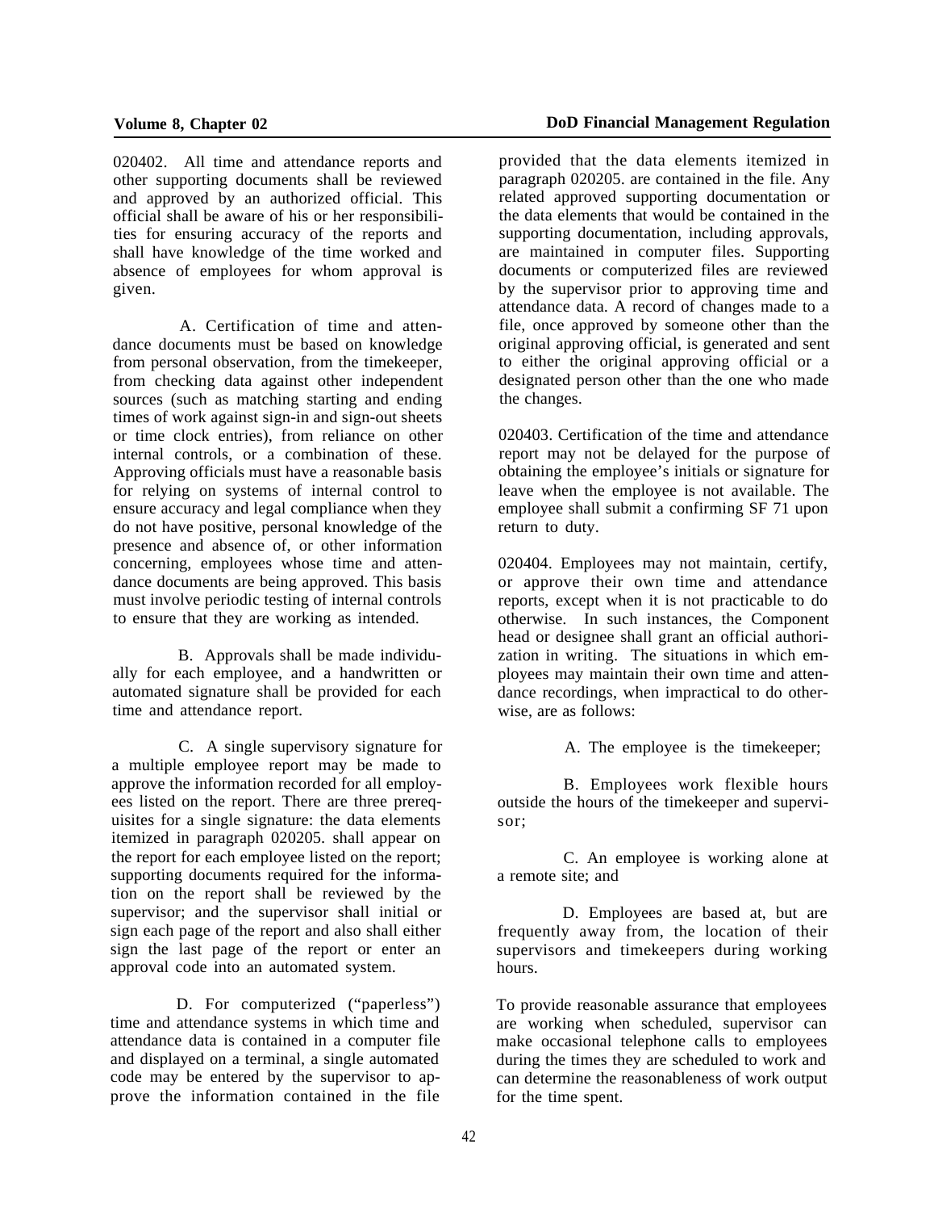020402. All time and attendance reports and other supporting documents shall be reviewed and approved by an authorized official. This official shall be aware of his or her responsibilities for ensuring accuracy of the reports and shall have knowledge of the time worked and absence of employees for whom approval is given.

A. Certification of time and attendance documents must be based on knowledge from personal observation, from the timekeeper, from checking data against other independent sources (such as matching starting and ending times of work against sign-in and sign-out sheets or time clock entries), from reliance on other internal controls, or a combination of these. Approving officials must have a reasonable basis for relying on systems of internal control to ensure accuracy and legal compliance when they do not have positive, personal knowledge of the presence and absence of, or other information concerning, employees whose time and attendance documents are being approved. This basis must involve periodic testing of internal controls to ensure that they are working as intended.

B. Approvals shall be made individually for each employee, and a handwritten or automated signature shall be provided for each time and attendance report.

C. A single supervisory signature for a multiple employee report may be made to approve the information recorded for all employees listed on the report. There are three prerequisites for a single signature: the data elements itemized in paragraph 020205. shall appear on the report for each employee listed on the report; supporting documents required for the information on the report shall be reviewed by the supervisor; and the supervisor shall initial or sign each page of the report and also shall either sign the last page of the report or enter an approval code into an automated system.

D. For computerized ("paperless") time and attendance systems in which time and attendance data is contained in a computer file and displayed on a terminal, a single automated code may be entered by the supervisor to approve the information contained in the file provided that the data elements itemized in paragraph 020205. are contained in the file. Any related approved supporting documentation or the data elements that would be contained in the supporting documentation, including approvals, are maintained in computer files. Supporting documents or computerized files are reviewed by the supervisor prior to approving time and attendance data. A record of changes made to a file, once approved by someone other than the original approving official, is generated and sent to either the original approving official or a designated person other than the one who made the changes.

020403. Certification of the time and attendance report may not be delayed for the purpose of obtaining the employee's initials or signature for leave when the employee is not available. The employee shall submit a confirming SF 71 upon return to duty.

020404. Employees may not maintain, certify, or approve their own time and attendance reports, except when it is not practicable to do otherwise. In such instances, the Component head or designee shall grant an official authorization in writing. The situations in which employees may maintain their own time and attendance recordings, when impractical to do otherwise, are as follows:

A. The employee is the timekeeper;

B. Employees work flexible hours outside the hours of the timekeeper and supervisor;

C. An employee is working alone at a remote site; and

D. Employees are based at, but are frequently away from, the location of their supervisors and timekeepers during working hours.

To provide reasonable assurance that employees are working when scheduled, supervisor can make occasional telephone calls to employees during the times they are scheduled to work and can determine the reasonableness of work output for the time spent.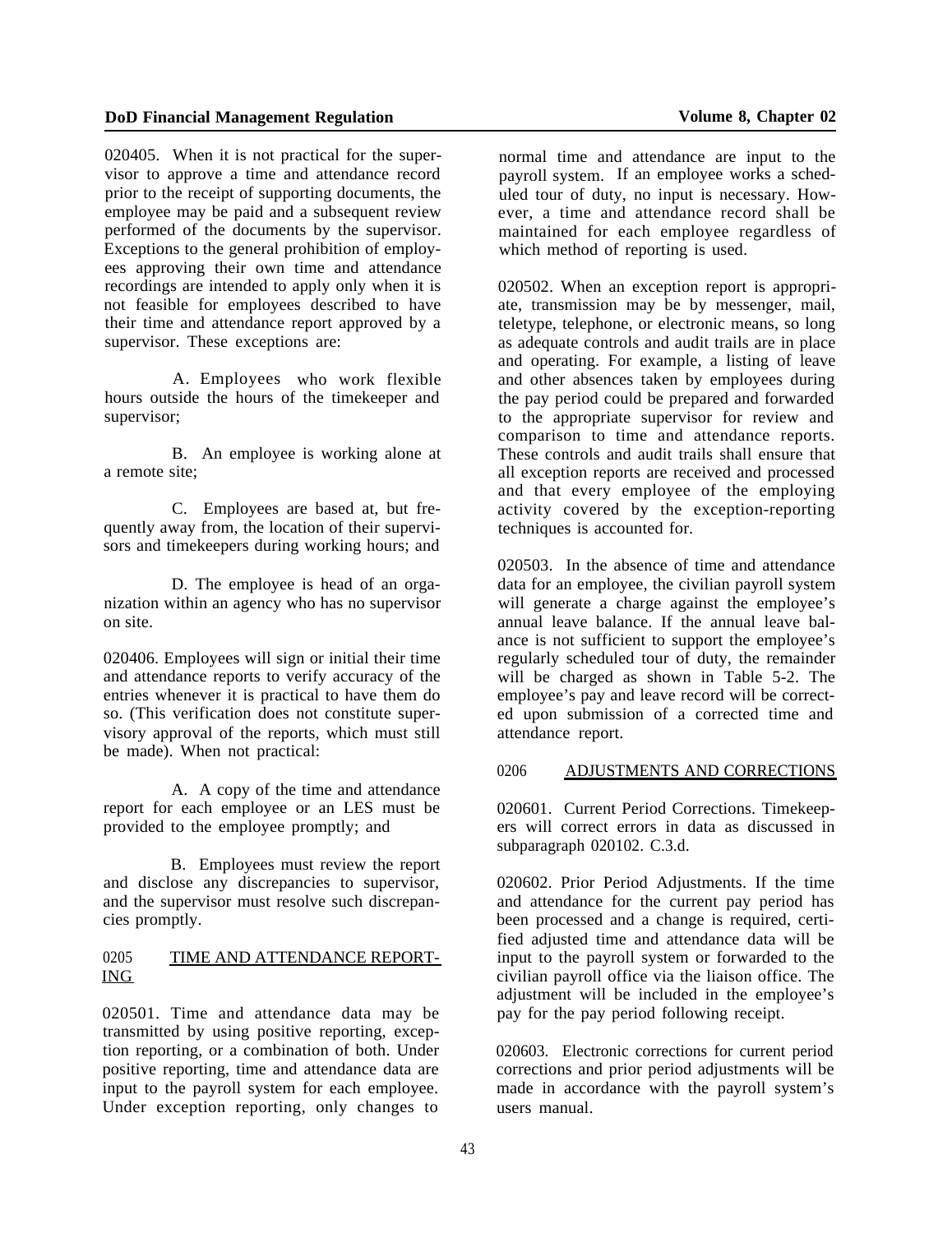020405. When it is not practical for the supervisor to approve a time and attendance record prior to the receipt of supporting documents, the employee may be paid and a subsequent review performed of the documents by the supervisor. Exceptions to the general prohibition of employees approving their own time and attendance recordings are intended to apply only when it is not feasible for employees described to have their time and attendance report approved by a supervisor. These exceptions are:

A. Employees who work flexible hours outside the hours of the timekeeper and supervisor;

B. An employee is working alone at a remote site;

C. Employees are based at, but frequently away from, the location of their supervisors and timekeepers during working hours; and

D. The employee is head of an organization within an agency who has no supervisor on site.

020406. Employees will sign or initial their time and attendance reports to verify accuracy of the entries whenever it is practical to have them do so. (This verification does not constitute supervisory approval of the reports, which must still be made). When not practical:

A. A copy of the time and attendance report for each employee or an LES must be provided to the employee promptly; and

B. Employees must review the report and disclose any discrepancies to supervisor, and the supervisor must resolve such discrepancies promptly.

## 0205 TIME AND ATTENDANCE REPORTING

020501. Time and attendance data may be transmitted by using positive reporting, exception reporting, or a combination of both. Under positive reporting, time and attendance data are input to the payroll system for each employee. Under exception reporting, only changes to normal time and attendance are input to the payroll system. If an employee works a scheduled tour of duty, no input is necessary. However, a time and attendance record shall be maintained for each employee regardless of which method of reporting is used.

020502. When an exception report is appropriate, transmission may be by messenger, mail, teletype, telephone, or electronic means, so long as adequate controls and audit trails are in place and operating. For example, a listing of leave and other absences taken by employees during the pay period could be prepared and forwarded to the appropriate supervisor for review and comparison to time and attendance reports. These controls and audit trails shall ensure that all exception reports are received and processed and that every employee of the employing activity covered by the exception-reporting techniques is accounted for.

020503. In the absence of time and attendance data for an employee, the civilian payroll system will generate a charge against the employee's annual leave balance. If the annual leave balance is not sufficient to support the employee's regularly scheduled tour of duty, the remainder will be charged as shown in Table 5-2. The employee's pay and leave record will be corrected upon submission of a corrected time and attendance report.

## 0206 ADJUSTMENTS AND CORRECTIONS

020601. Current Period Corrections. Timekeepers will correct errors in data as discussed in subparagraph 020102. C.3.d.

020602. Prior Period Adjustments. If the time and attendance for the current pay period has been processed and a change is required, certified adjusted time and attendance data will be input to the payroll system or forwarded to the civilian payroll office via the liaison office. The adjustment will be included in the employee's pay for the pay period following receipt.

020603. Electronic corrections for current period corrections and prior period adjustments will be made in accordance with the payroll system's users manual.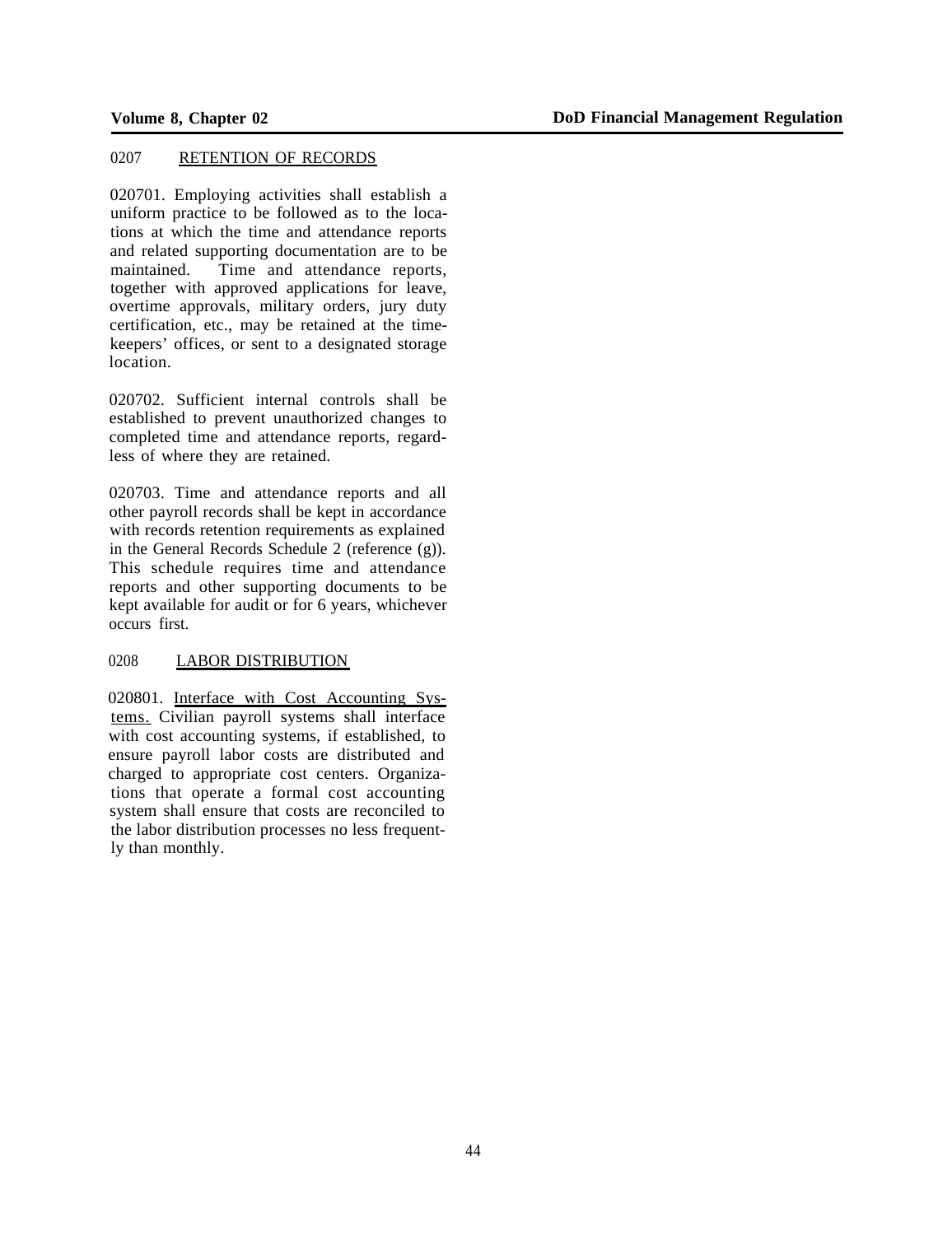## 0207 RETENTION OF RECORDS

020701. Employing activities shall establish a uniform practice to be followed as to the locations at which the time and attendance reports and related supporting documentation are to be maintained. Time and attendance reports, together with approved applications for leave, overtime approvals, military orders, jury duty certification, etc., may be retained at the timekeepers' offices, or sent to a designated storage location.

020702. Sufficient internal controls shall be established to prevent unauthorized changes to completed time and attendance reports, regardless of where they are retained.

020703. Time and attendance reports and all other payroll records shall be kept in accordance with records retention requirements as explained in the General Records Schedule 2 (reference (g)). This schedule requires time and attendance reports and other supporting documents to be kept available for audit or for 6 years, whichever occurs first.

## 0208 LABOR DISTRIBUTION

020801. Interface with Cost Accounting Systems. Civilian payroll systems shall interface with cost accounting systems, if established, to ensure payroll labor costs are distributed and charged to appropriate cost centers. Organizations that operate a formal cost accounting system shall ensure that costs are reconciled to the labor distribution processes no less frequently than monthly.